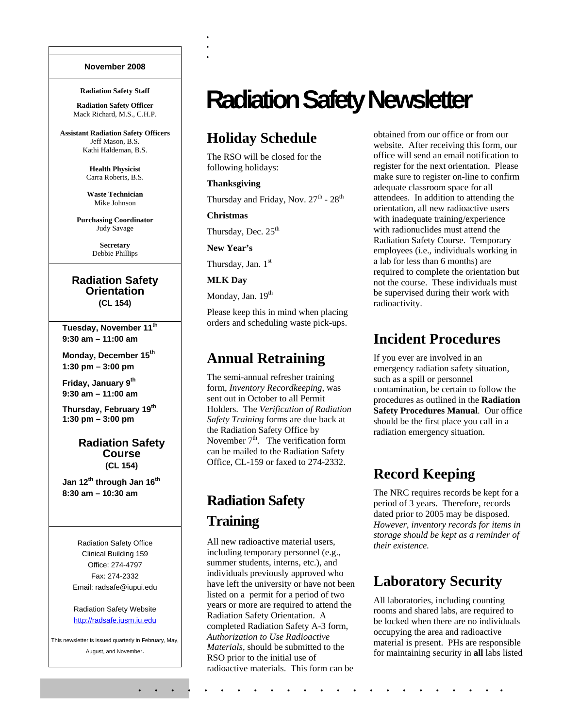November 2008

**Radiation Safety Staff**

**Radiation Safety Officer**
Mack Richard, M.S., C.H.P.

**Assistant Radiation Safety Officers**
Jeff Mason, B.S.
Kathi Haldeman, B.S.

**Health Physicist**
Carra Roberts, B.S.

**Waste Technician**
Mike Johnson

**Purchasing Coordinator**
Judy Savage

**Secretary**
Debbie Phillips

## Radiation Safety Orientation
**(CL 154)**

**Tuesday, November 11th**
**9:30 am – 11:00 am**

**Monday, December 15th**
**1:30 pm – 3:00 pm**

**Friday, January 9th**
**9:30 am – 11:00 am**

**Thursday, February 19th**
**1:30 pm – 3:00 pm**

## Radiation Safety Course
**(CL 154)**

**Jan 12th through Jan 16th**
**8:30 am – 10:30 am**

Radiation Safety Office
Clinical Building 159
Office: 274-4797
Fax: 274-2332
Email: radsafe@iupui.edu

Radiation Safety Website
http://radsafe.iusm.iu.edu

This newsletter is issued quarterly in February, May, August, and November.

# Radiation Safety Newsletter

## Holiday Schedule

The RSO will be closed for the following holidays:

**Thanksgiving**

Thursday and Friday, Nov. 27th - 28th

**Christmas**

Thursday, Dec. 25th

**New Year's**

Thursday, Jan. 1st

**MLK Day**

Monday, Jan. 19th

Please keep this in mind when placing orders and scheduling waste pick-ups.

## Annual Retraining

The semi-annual refresher training form, *Inventory Recordkeeping*, was sent out in October to all Permit Holders. The *Verification of Radiation Safety Training* forms are due back at the Radiation Safety Office by November 7th. The verification form can be mailed to the Radiation Safety Office, CL-159 or faxed to 274-2332.

## Radiation Safety Training

All new radioactive material users, including temporary personnel (e.g., summer students, interns, etc.), and individuals previously approved who have left the university or have not been listed on a permit for a period of two years or more are required to attend the Radiation Safety Orientation. A completed Radiation Safety A-3 form, *Authorization to Use Radioactive Materials*, should be submitted to the RSO prior to the initial use of radioactive materials. This form can be obtained from our office or from our website. After receiving this form, our office will send an email notification to register for the next orientation. Please make sure to register on-line to confirm adequate classroom space for all attendees. In addition to attending the orientation, all new radioactive users with inadequate training/experience with radionuclides must attend the Radiation Safety Course. Temporary employees (i.e., individuals working in a lab for less than 6 months) are required to complete the orientation but not the course. These individuals must be supervised during their work with radioactivity.

## Incident Procedures

If you ever are involved in an emergency radiation safety situation, such as a spill or personnel contamination, be certain to follow the procedures as outlined in the **Radiation Safety Procedures Manual**. Our office should be the first place you call in a radiation emergency situation.

## Record Keeping

The NRC requires records be kept for a period of 3 years. Therefore, records dated prior to 2005 may be disposed. *However, inventory records for items in storage should be kept as a reminder of their existence.*

## Laboratory Security

All laboratories, including counting rooms and shared labs, are required to be locked when there are no individuals occupying the area and radioactive material is present. PHs are responsible for maintaining security in **all** labs listed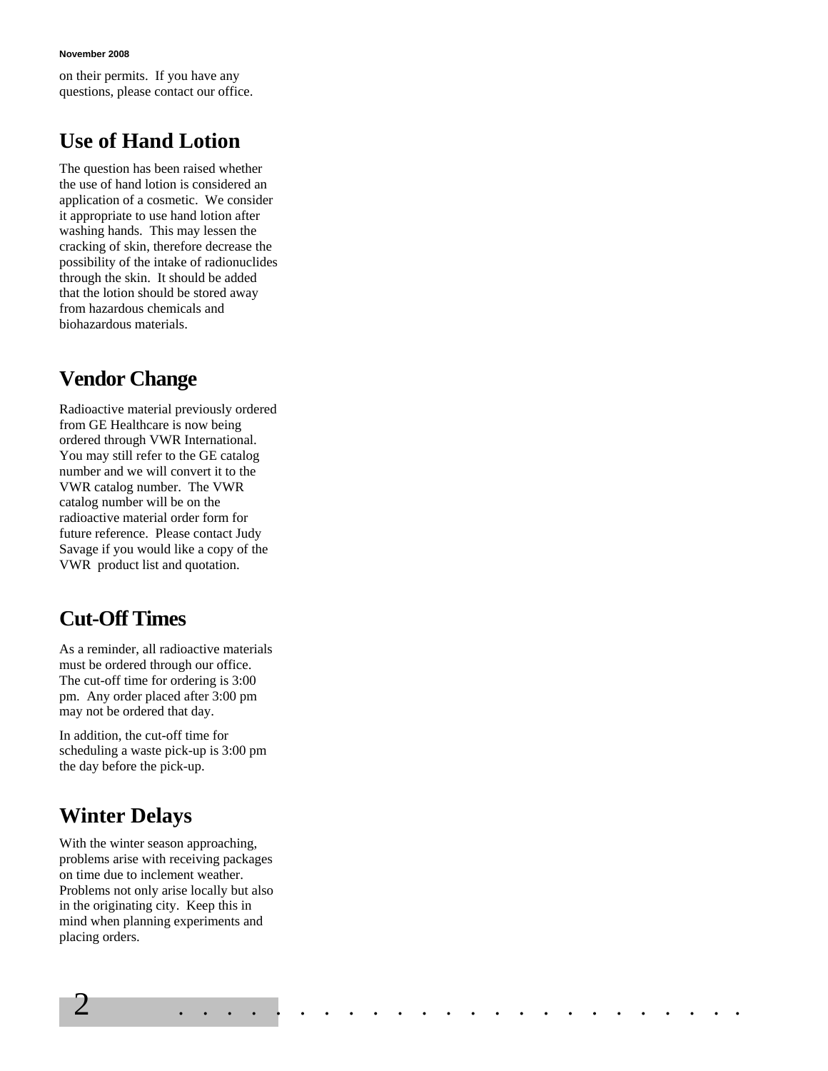on their permits.  If you have any questions, please contact our office.

## Use of Hand Lotion

The question has been raised whether the use of hand lotion is considered an application of a cosmetic.  We consider it appropriate to use hand lotion after washing hands.  This may lessen the cracking of skin, therefore decrease the possibility of the intake of radionuclides through the skin.  It should be added that the lotion should be stored away from hazardous chemicals and biohazardous materials.

## Vendor Change

Radioactive material previously ordered from GE Healthcare is now being ordered through VWR International.  You may still refer to the GE catalog number and we will convert it to the VWR catalog number.  The VWR catalog number will be on the radioactive material order form for future reference.  Please contact Judy Savage if you would like a copy of the VWR  product list and quotation.

## Cut-Off Times

As a reminder, all radioactive materials must be ordered through our office.  The cut-off time for ordering is 3:00 pm.  Any order placed after 3:00 pm may not be ordered that day.

In addition, the cut-off time for scheduling a waste pick-up is 3:00 pm the day before the pick-up.

## Winter Delays

With the winter season approaching, problems arise with receiving packages on time due to inclement weather.  Problems not only arise locally but also in the originating city.  Keep this in mind when planning experiments and placing orders.